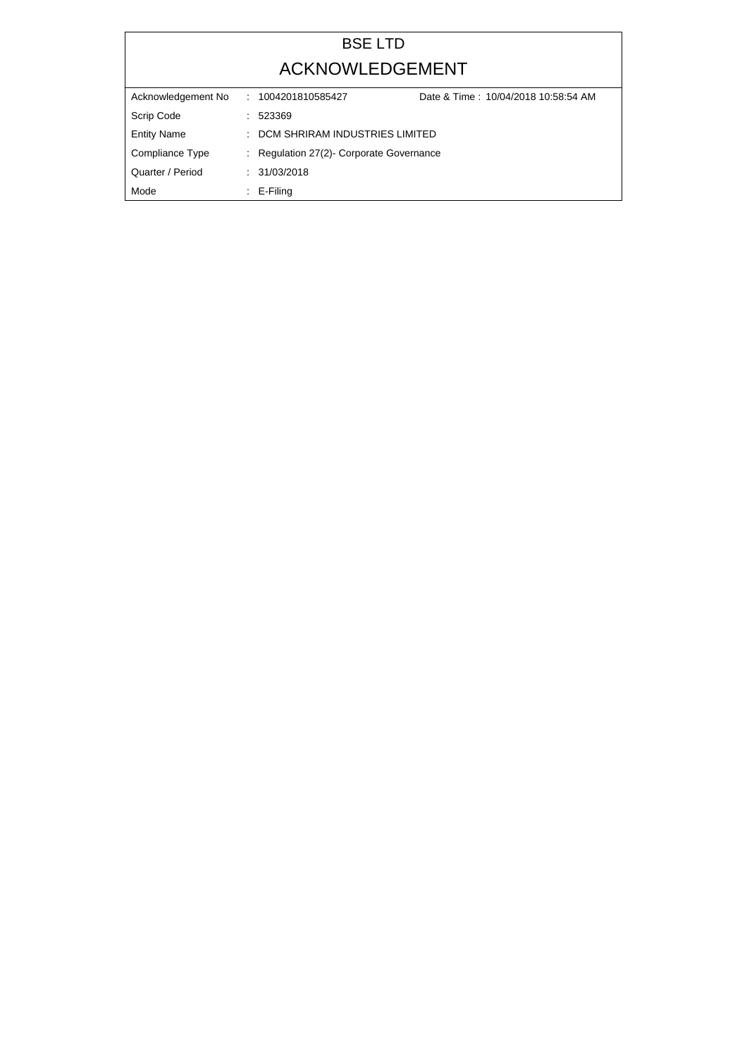# BSE LTD

## ACKNOWLEDGEMENT

| | | |
|---|---|---|
| Acknowledgement No | : 1004201810585427 | Date & Time : 10/04/2018 10:58:54 AM |
| Scrip Code | : 523369 | |
| Entity Name | : DCM SHRIRAM INDUSTRIES LIMITED | |
| Compliance Type | : Regulation 27(2)- Corporate Governance | |
| Quarter / Period | : 31/03/2018 | |
| Mode | : E-Filing | |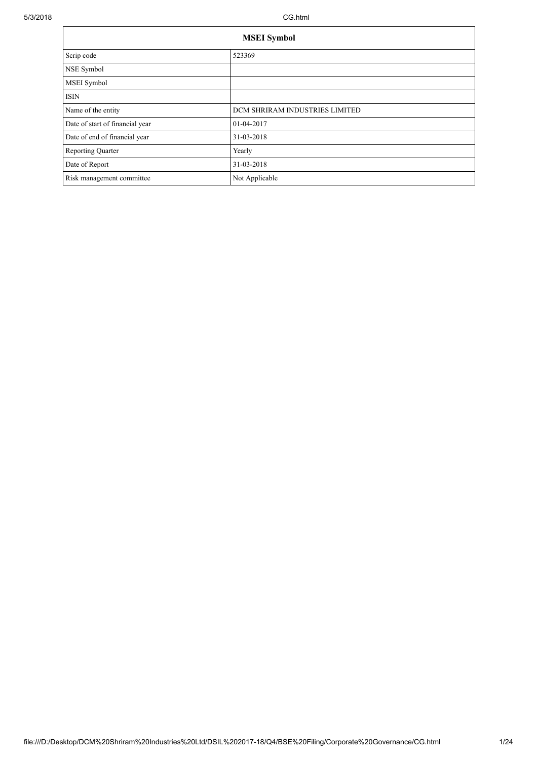| MSEI Symbol | |
|---|---|
| Scrip code | 523369 |
| NSE Symbol | |
| MSEI Symbol | |
| ISIN | |
| Name of the entity | DCM SHRIRAM INDUSTRIES LIMITED |
| Date of start of financial year | 01-04-2017 |
| Date of end of financial year | 31-03-2018 |
| Reporting Quarter | Yearly |
| Date of Report | 31-03-2018 |
| Risk management committee | Not Applicable |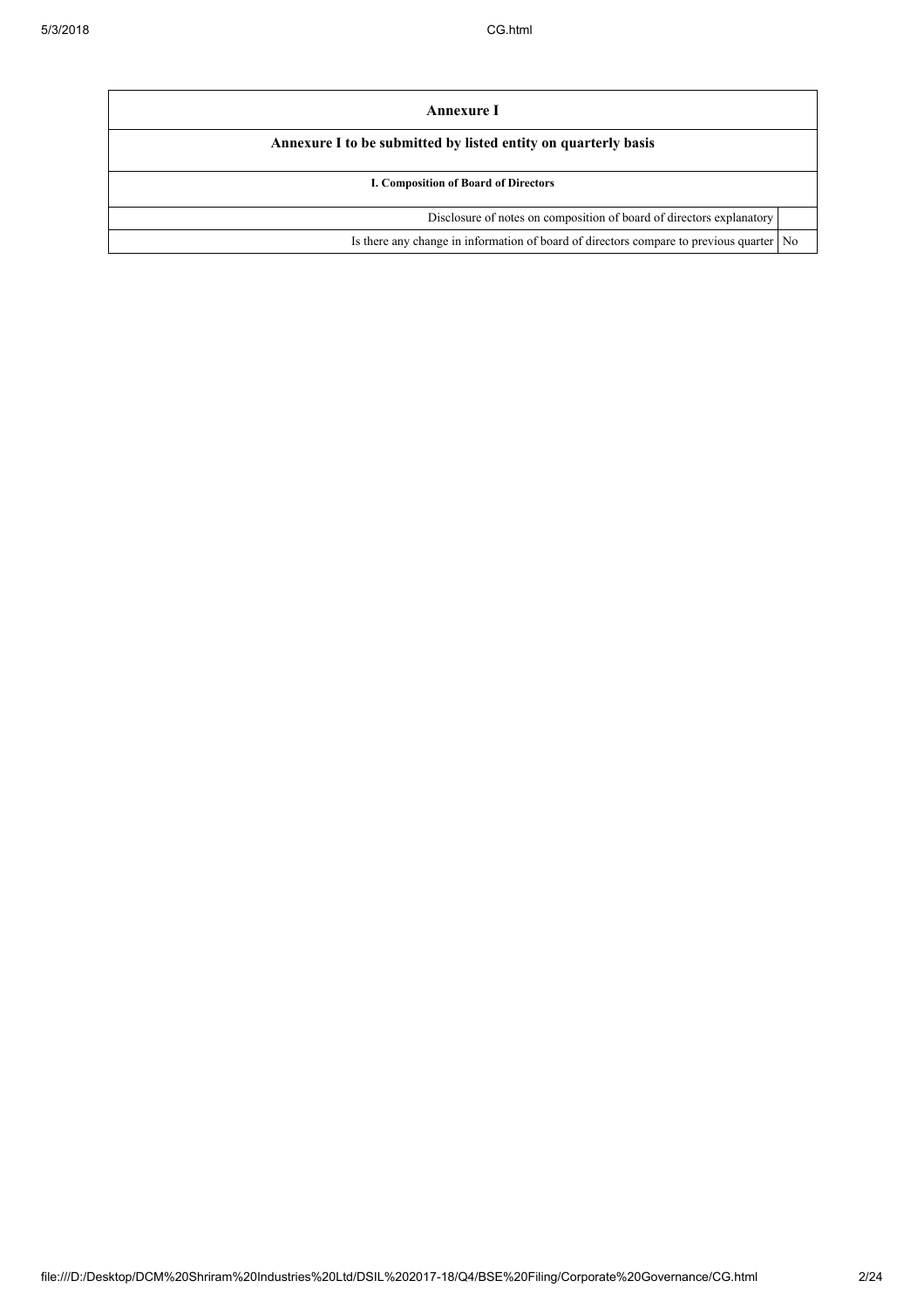| Annexure I | |
|---|---|
| **Annexure I to be submitted by listed entity on quarterly basis** | |
| **I. Composition of Board of Directors** | |
| Disclosure of notes on composition of board of directors explanatory | |
| Is there any change in information of board of directors compare to previous quarter | No |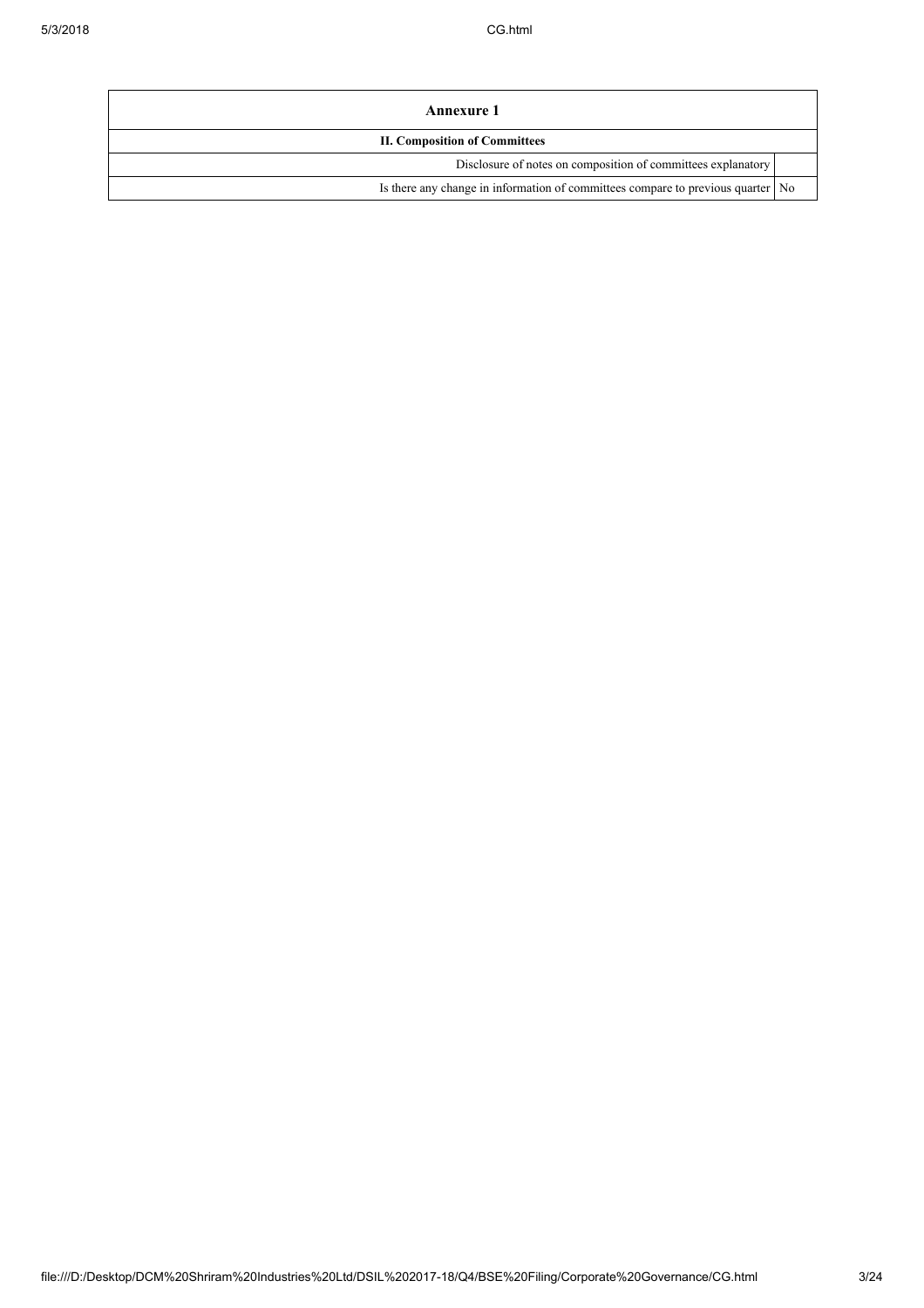| Annexure 1 | |
|---|---|
| **II. Composition of Committees** | |
| Disclosure of notes on composition of committees explanatory | |
| Is there any change in information of committees compare to previous quarter | No |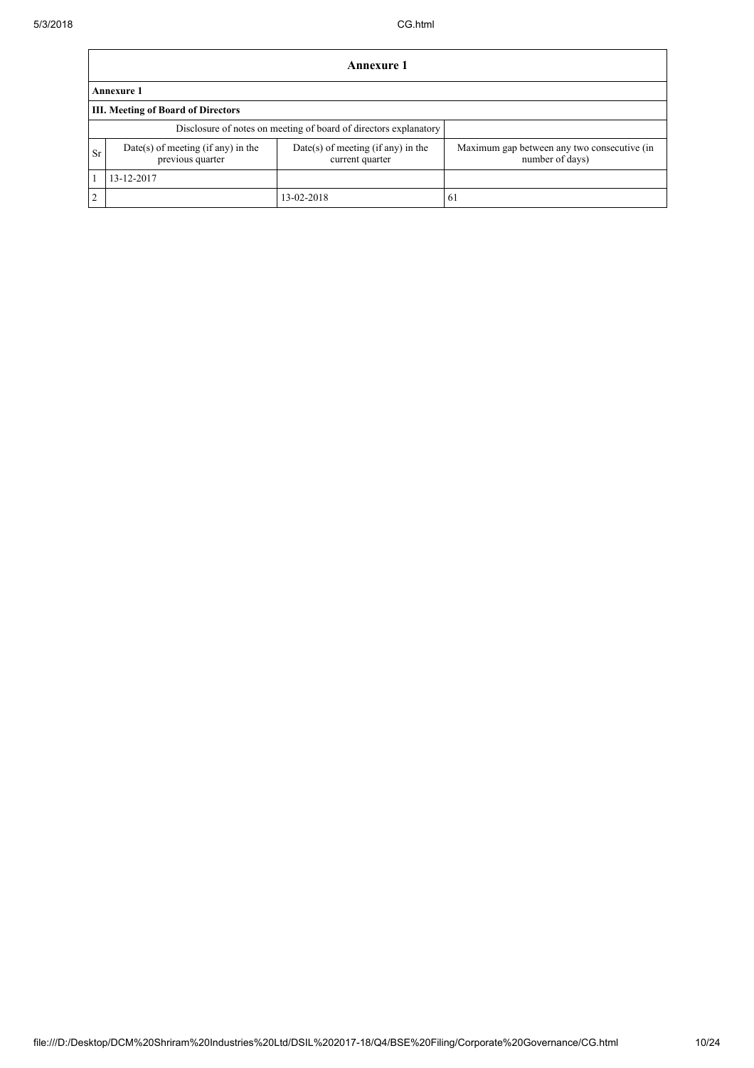## Annexure 1

### Annexure 1

### III. Meeting of Board of Directors

| Sr | Disclosure of notes on meeting of board of directors explanatory | | |
|---|---|---|---|
| Sr | Date(s) of meeting (if any) in the previous quarter | Date(s) of meeting (if any) in the current quarter | Maximum gap between any two consecutive (in number of days) |
| 1 | 13-12-2017 | | |
| 2 | | 13-02-2018 | 61 |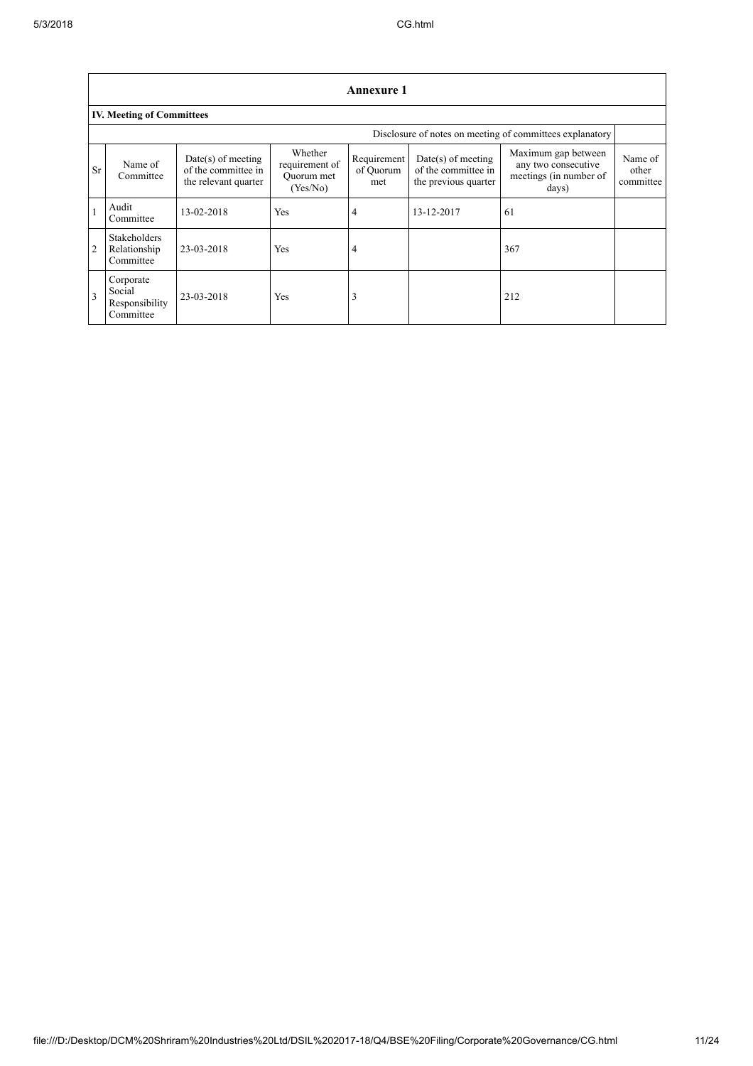## Annexure 1

### IV. Meeting of Committees

| | | | | | | | |
|---|---|---|---|---|---|---|---|
| Disclosure of notes on meeting of committees explanatory | | | | | | | |
| Sr | Name of Committee | Date(s) of meeting of the committee in the relevant quarter | Whether requirement of Quorum met (Yes/No) | Requirement of Quorum met | Date(s) of meeting of the committee in the previous quarter | Maximum gap between any two consecutive meetings (in number of days) | Name of other committee |
| 1 | Audit Committee | 13-02-2018 | Yes | 4 | 13-12-2017 | 61 | |
| 2 | Stakeholders Relationship Committee | 23-03-2018 | Yes | 4 | | 367 | |
| 3 | Corporate Social Responsibility Committee | 23-03-2018 | Yes | 3 | | 212 | |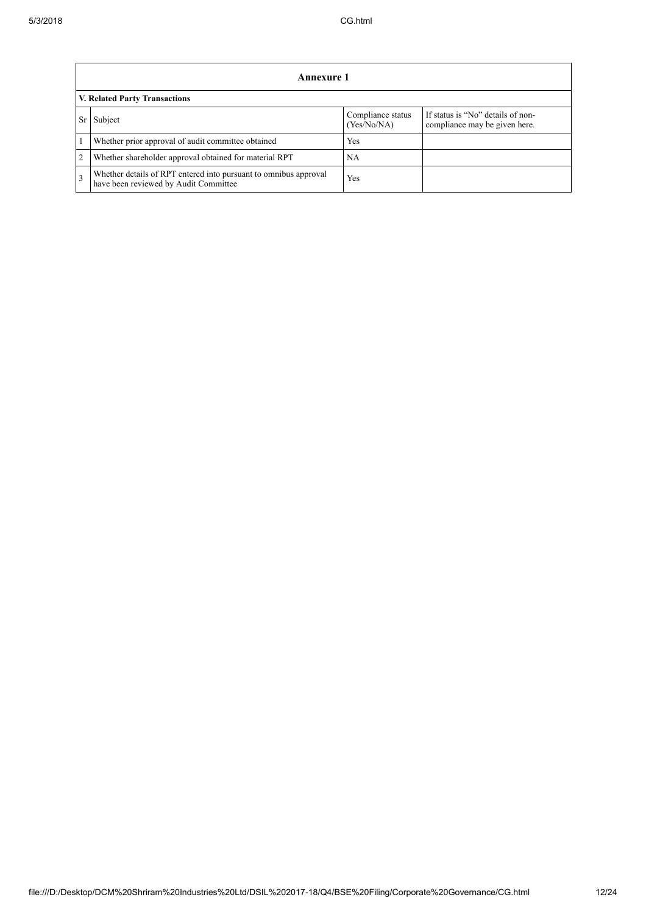## Annexure 1

### V. Related Party Transactions

| Sr | Subject | Compliance status (Yes/No/NA) | If status is "No" details of non-compliance may be given here. |
|---|---|---|---|
| 1 | Whether prior approval of audit committee obtained | Yes | |
| 2 | Whether shareholder approval obtained for material RPT | NA | |
| 3 | Whether details of RPT entered into pursuant to omnibus approval have been reviewed by Audit Committee | Yes | |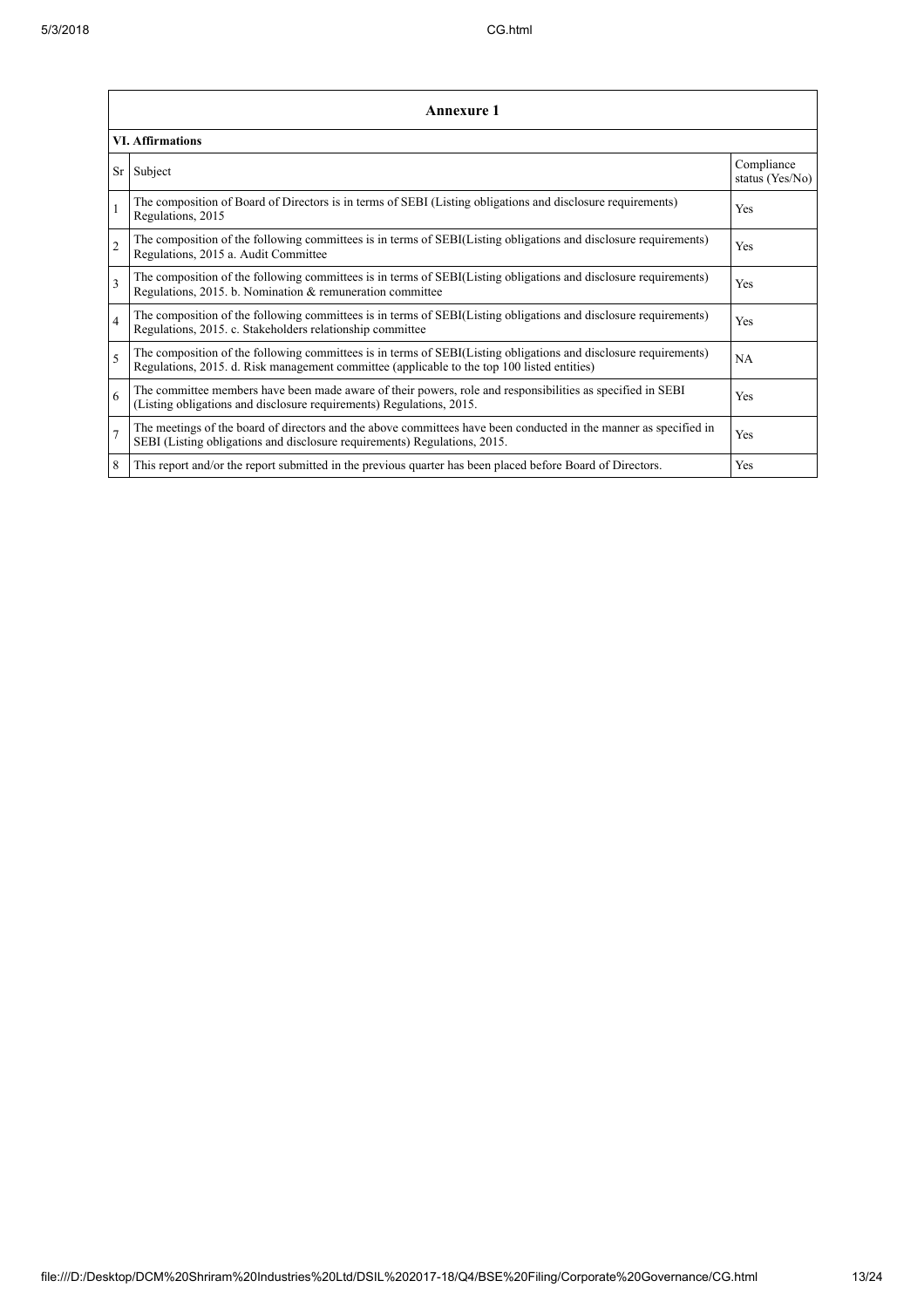| Annexure 1 | | |
|---|---|---|
| **VI. Affirmations** | | |
| Sr | Subject | Compliance status (Yes/No) |
| 1 | The composition of Board of Directors is in terms of SEBI (Listing obligations and disclosure requirements) Regulations, 2015 | Yes |
| 2 | The composition of the following committees is in terms of SEBI(Listing obligations and disclosure requirements) Regulations, 2015 a. Audit Committee | Yes |
| 3 | The composition of the following committees is in terms of SEBI(Listing obligations and disclosure requirements) Regulations, 2015. b. Nomination & remuneration committee | Yes |
| 4 | The composition of the following committees is in terms of SEBI(Listing obligations and disclosure requirements) Regulations, 2015. c. Stakeholders relationship committee | Yes |
| 5 | The composition of the following committees is in terms of SEBI(Listing obligations and disclosure requirements) Regulations, 2015. d. Risk management committee (applicable to the top 100 listed entities) | NA |
| 6 | The committee members have been made aware of their powers, role and responsibilities as specified in SEBI (Listing obligations and disclosure requirements) Regulations, 2015. | Yes |
| 7 | The meetings of the board of directors and the above committees have been conducted in the manner as specified in SEBI (Listing obligations and disclosure requirements) Regulations, 2015. | Yes |
| 8 | This report and/or the report submitted in the previous quarter has been placed before Board of Directors. | Yes |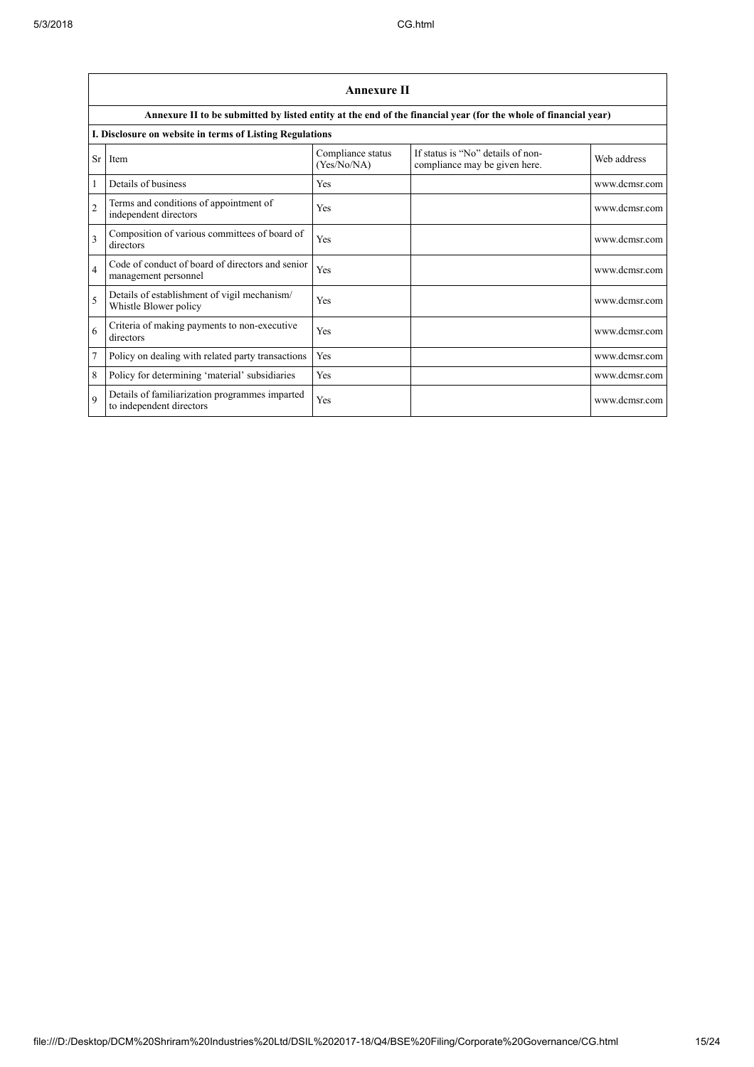## Annexure II

**Annexure II to be submitted by listed entity at the end of the financial year (for the whole of financial year)**

**I. Disclosure on website in terms of Listing Regulations**

| Sr | Item | Compliance status (Yes/No/NA) | If status is "No" details of non-compliance may be given here. | Web address |
|---|---|---|---|---|
| 1 | Details of business | Yes | | www.dcmsr.com |
| 2 | Terms and conditions of appointment of independent directors | Yes | | www.dcmsr.com |
| 3 | Composition of various committees of board of directors | Yes | | www.dcmsr.com |
| 4 | Code of conduct of board of directors and senior management personnel | Yes | | www.dcmsr.com |
| 5 | Details of establishment of vigil mechanism/ Whistle Blower policy | Yes | | www.dcmsr.com |
| 6 | Criteria of making payments to non-executive directors | Yes | | www.dcmsr.com |
| 7 | Policy on dealing with related party transactions | Yes | | www.dcmsr.com |
| 8 | Policy for determining 'material' subsidiaries | Yes | | www.dcmsr.com |
| 9 | Details of familiarization programmes imparted to independent directors | Yes | | www.dcmsr.com |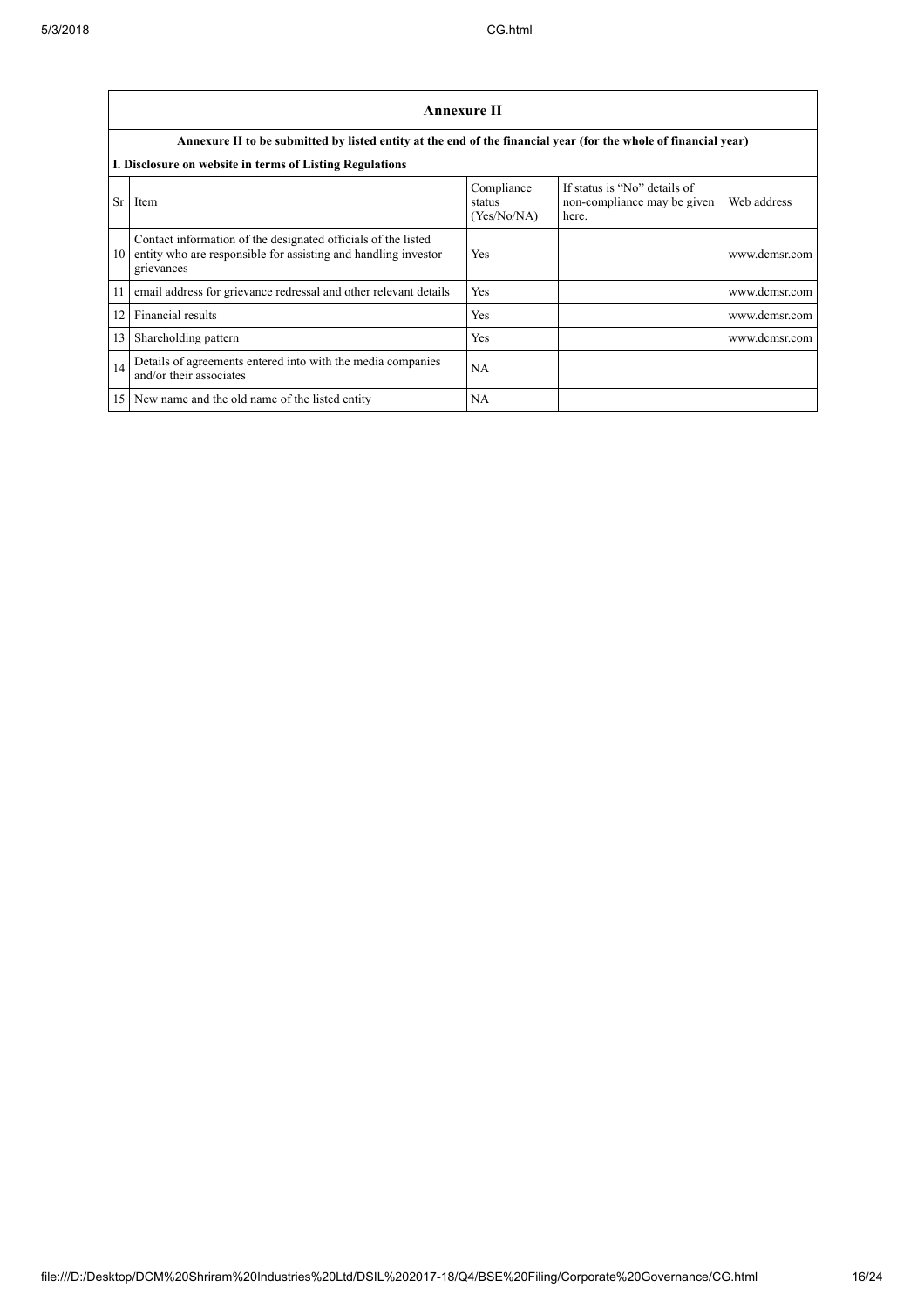## Annexure II

**Annexure II to be submitted by listed entity at the end of the financial year (for the whole of financial year)**

**I. Disclosure on website in terms of Listing Regulations**

| Sr | Item | Compliance status (Yes/No/NA) | If status is "No" details of non-compliance may be given here. | Web address |
|---|---|---|---|---|
| 10 | Contact information of the designated officials of the listed entity who are responsible for assisting and handling investor grievances | Yes | | www.dcmsr.com |
| 11 | email address for grievance redressal and other relevant details | Yes | | www.dcmsr.com |
| 12 | Financial results | Yes | | www.dcmsr.com |
| 13 | Shareholding pattern | Yes | | www.dcmsr.com |
| 14 | Details of agreements entered into with the media companies and/or their associates | NA | | |
| 15 | New name and the old name of the listed entity | NA | | |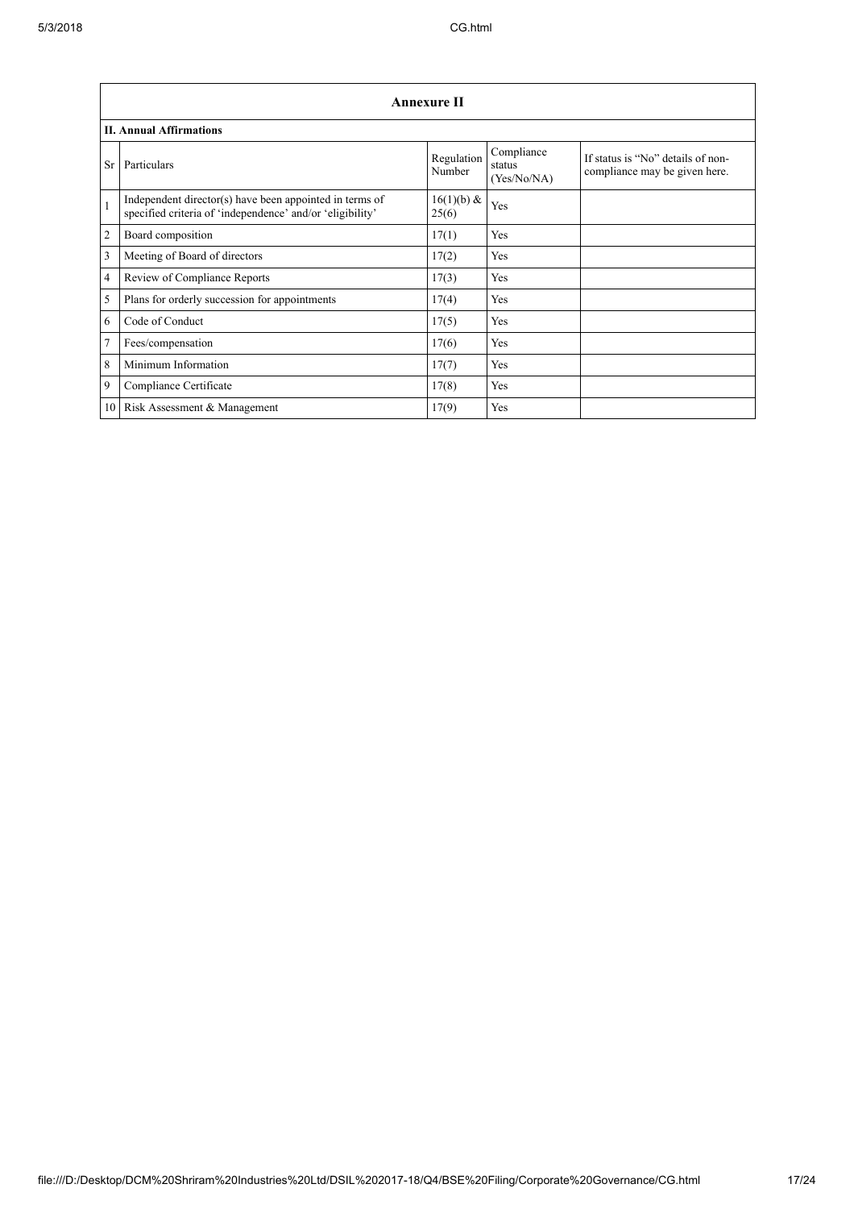## Annexure II

### II. Annual Affirmations

| Sr | Particulars | Regulation Number | Compliance status (Yes/No/NA) | If status is "No" details of non-compliance may be given here. |
|---|---|---|---|---|
| 1 | Independent director(s) have been appointed in terms of specified criteria of 'independence' and/or 'eligibility' | 16(1)(b) & 25(6) | Yes | |
| 2 | Board composition | 17(1) | Yes | |
| 3 | Meeting of Board of directors | 17(2) | Yes | |
| 4 | Review of Compliance Reports | 17(3) | Yes | |
| 5 | Plans for orderly succession for appointments | 17(4) | Yes | |
| 6 | Code of Conduct | 17(5) | Yes | |
| 7 | Fees/compensation | 17(6) | Yes | |
| 8 | Minimum Information | 17(7) | Yes | |
| 9 | Compliance Certificate | 17(8) | Yes | |
| 10 | Risk Assessment & Management | 17(9) | Yes | |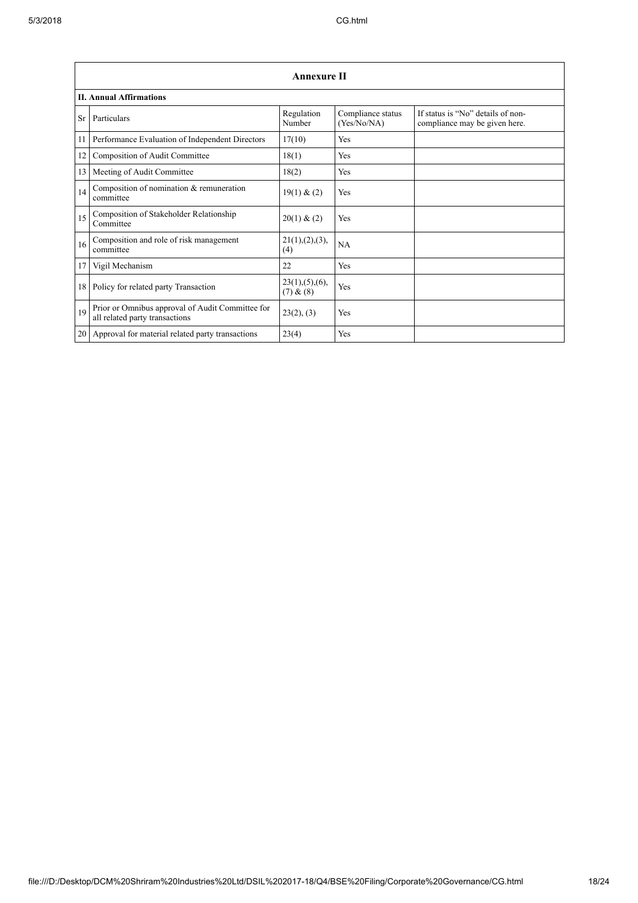## Annexure II

### II. Annual Affirmations

| Sr | Particulars | Regulation Number | Compliance status (Yes/No/NA) | If status is "No" details of non-compliance may be given here. |
|---|---|---|---|---|
| 11 | Performance Evaluation of Independent Directors | 17(10) | Yes | |
| 12 | Composition of Audit Committee | 18(1) | Yes | |
| 13 | Meeting of Audit Committee | 18(2) | Yes | |
| 14 | Composition of nomination & remuneration committee | 19(1) & (2) | Yes | |
| 15 | Composition of Stakeholder Relationship Committee | 20(1) & (2) | Yes | |
| 16 | Composition and role of risk management committee | 21(1),(2),(3),(4) | NA | |
| 17 | Vigil Mechanism | 22 | Yes | |
| 18 | Policy for related party Transaction | 23(1),(5),(6),(7) & (8) | Yes | |
| 19 | Prior or Omnibus approval of Audit Committee for all related party transactions | 23(2), (3) | Yes | |
| 20 | Approval for material related party transactions | 23(4) | Yes | |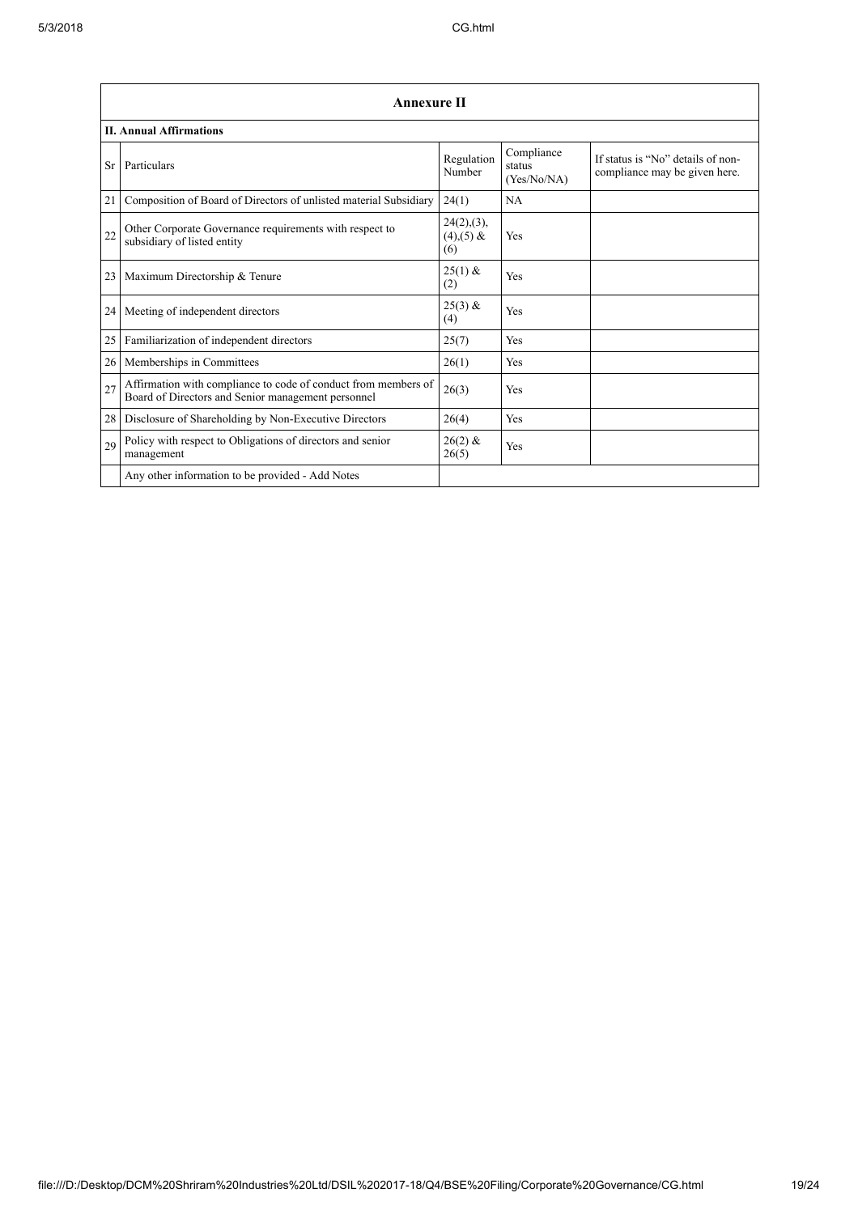| Annexure II | | | | |
|---|---|---|---|---|
| **II. Annual Affirmations** | | | | |
| Sr | Particulars | Regulation Number | Compliance status (Yes/No/NA) | If status is "No" details of non-compliance may be given here. |
| 21 | Composition of Board of Directors of unlisted material Subsidiary | 24(1) | NA | |
| 22 | Other Corporate Governance requirements with respect to subsidiary of listed entity | 24(2),(3),(4),(5) & (6) | Yes | |
| 23 | Maximum Directorship & Tenure | 25(1) & (2) | Yes | |
| 24 | Meeting of independent directors | 25(3) & (4) | Yes | |
| 25 | Familiarization of independent directors | 25(7) | Yes | |
| 26 | Memberships in Committees | 26(1) | Yes | |
| 27 | Affirmation with compliance to code of conduct from members of Board of Directors and Senior management personnel | 26(3) | Yes | |
| 28 | Disclosure of Shareholding by Non-Executive Directors | 26(4) | Yes | |
| 29 | Policy with respect to Obligations of directors and senior management | 26(2) & 26(5) | Yes | |
| | Any other information to be provided - Add Notes | | | |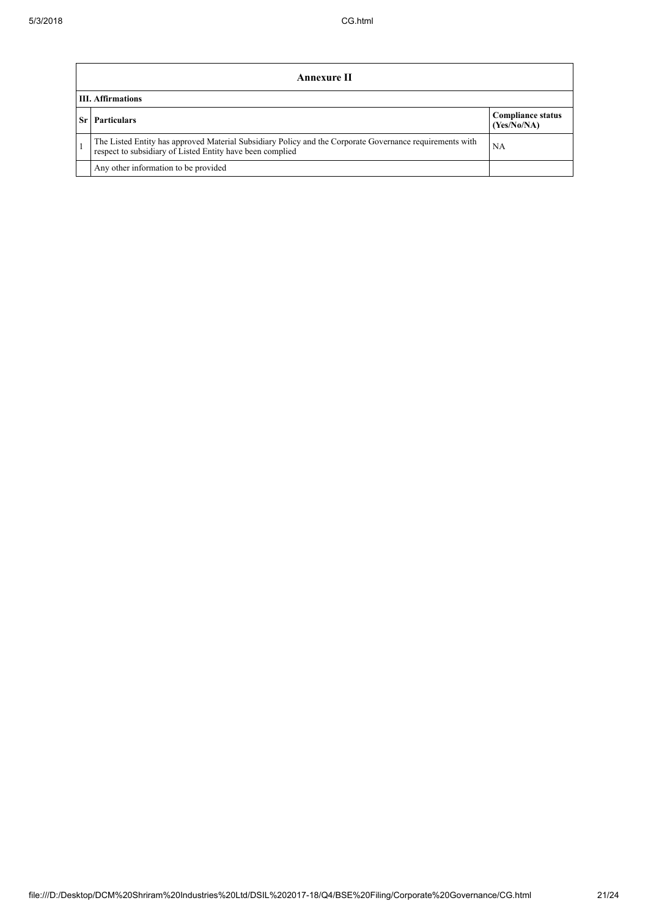| Annexure II | | |
|---|---|---|
| **III. Affirmations** | | |
| **Sr** | **Particulars** | **Compliance status (Yes/No/NA)** |
| 1 | The Listed Entity has approved Material Subsidiary Policy and the Corporate Governance requirements with respect to subsidiary of Listed Entity have been complied | NA |
| | Any other information to be provided | |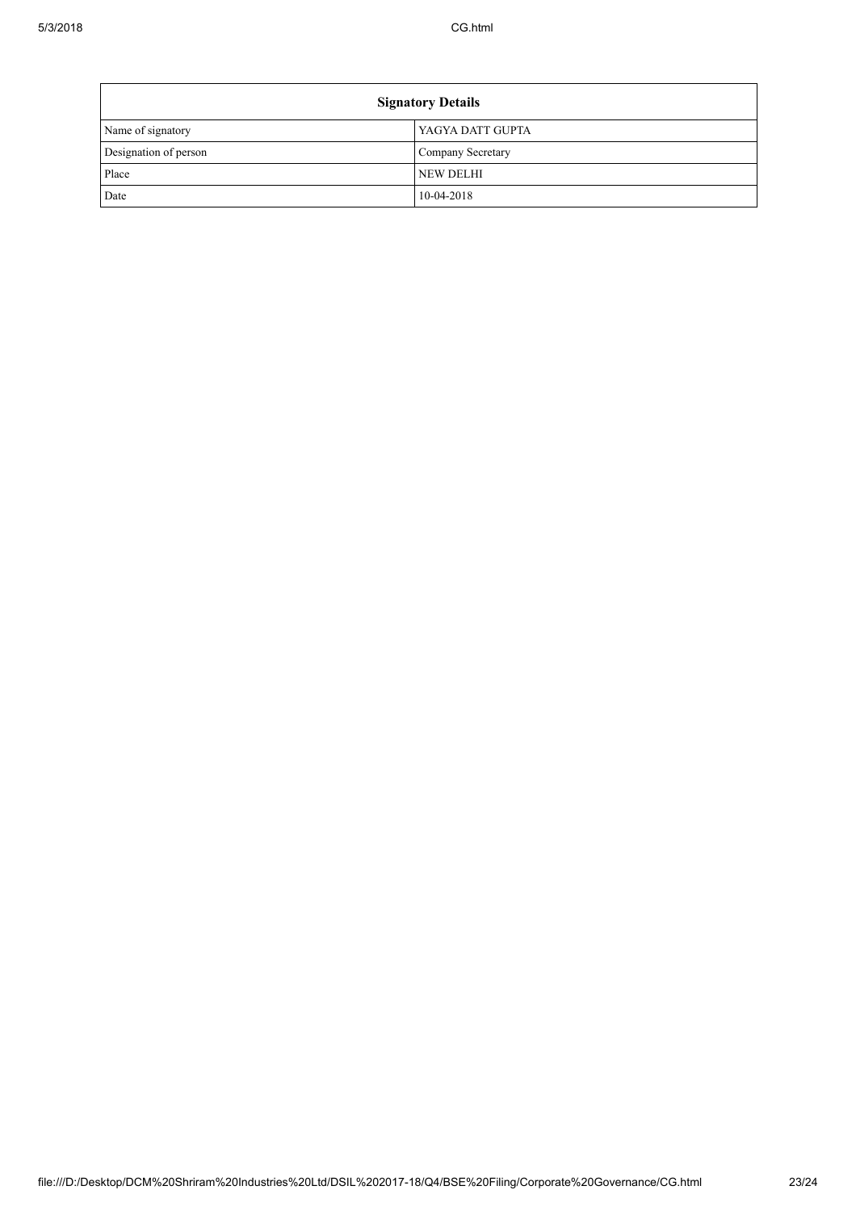| Signatory Details | |
| --- | --- |
| Name of signatory | YAGYA DATT GUPTA |
| Designation of person | Company Secretary |
| Place | NEW DELHI |
| Date | 10-04-2018 |